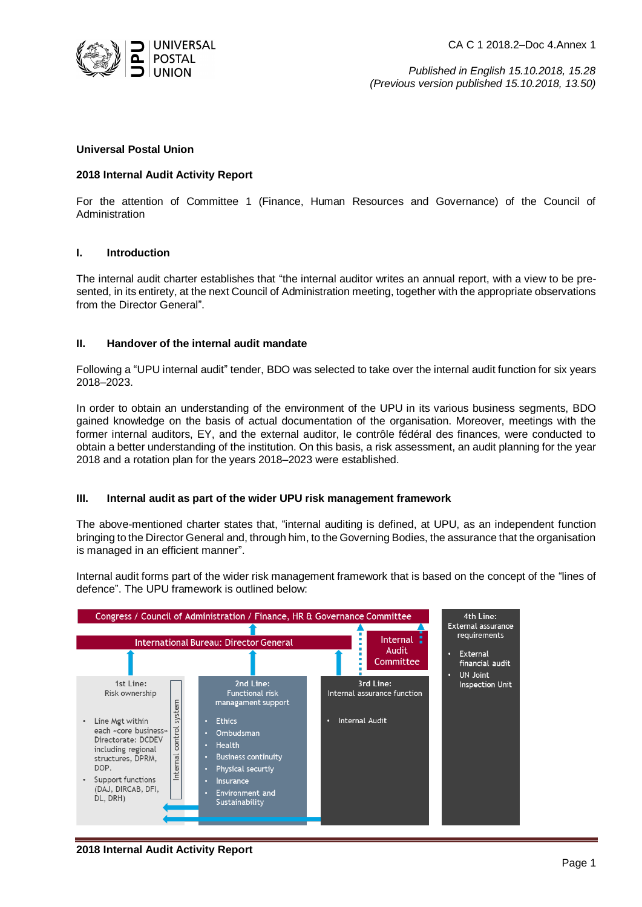CA C 1 2018.2–Doc 4.Annex 1

*Published in English 15.10.2018, 15.28*
*(Previous version published 15.10.2018, 13.50)*

**Universal Postal Union**

**2018 Internal Audit Activity Report**

For the attention of Committee 1 (Finance, Human Resources and Governance) of the Council of Administration

## I. Introduction

The internal audit charter establishes that "the internal auditor writes an annual report, with a view to be presented, in its entirety, at the next Council of Administration meeting, together with the appropriate observations from the Director General".

## II. Handover of the internal audit mandate

Following a "UPU internal audit" tender, BDO was selected to take over the internal audit function for six years 2018–2023.

In order to obtain an understanding of the environment of the UPU in its various business segments, BDO gained knowledge on the basis of actual documentation of the organisation. Moreover, meetings with the former internal auditors, EY, and the external auditor, le contrôle fédéral des finances, were conducted to obtain a better understanding of the institution. On this basis, a risk assessment, an audit planning for the year 2018 and a rotation plan for the years 2018–2023 were established.

## III. Internal audit as part of the wider UPU risk management framework

The above-mentioned charter states that, "internal auditing is defined, at UPU, as an independent function bringing to the Director General and, through him, to the Governing Bodies, the assurance that the organisation is managed in an efficient manner".

Internal audit forms part of the wider risk management framework that is based on the concept of the "lines of defence". The UPU framework is outlined below:

Congress / Council of Administration / Finance, HR & Governance Committee

International Bureau: Director General

Internal Audit Committee

| 1st Line: Risk ownership | 2nd Line: Functional risk managment support | 3rd Line: Internal assurance function | 4th Line: External assurance requirements |
|---|---|---|---|
| • Line Mgt within each «core business» Directorate: DCDEV including regional structures, DPRM, DOP.<br>• Support functions (DAJ, DIRCAB, DFI, DL, DRH)<br>Internal control system | • Ethics<br>• Ombudsman<br>• Health<br>• Business continuity<br>• Physical securtiy<br>• Insurance<br>• Environment and Sustainability | • Internal Audit | • External financial audit<br>• UN Joint Inspection Unit |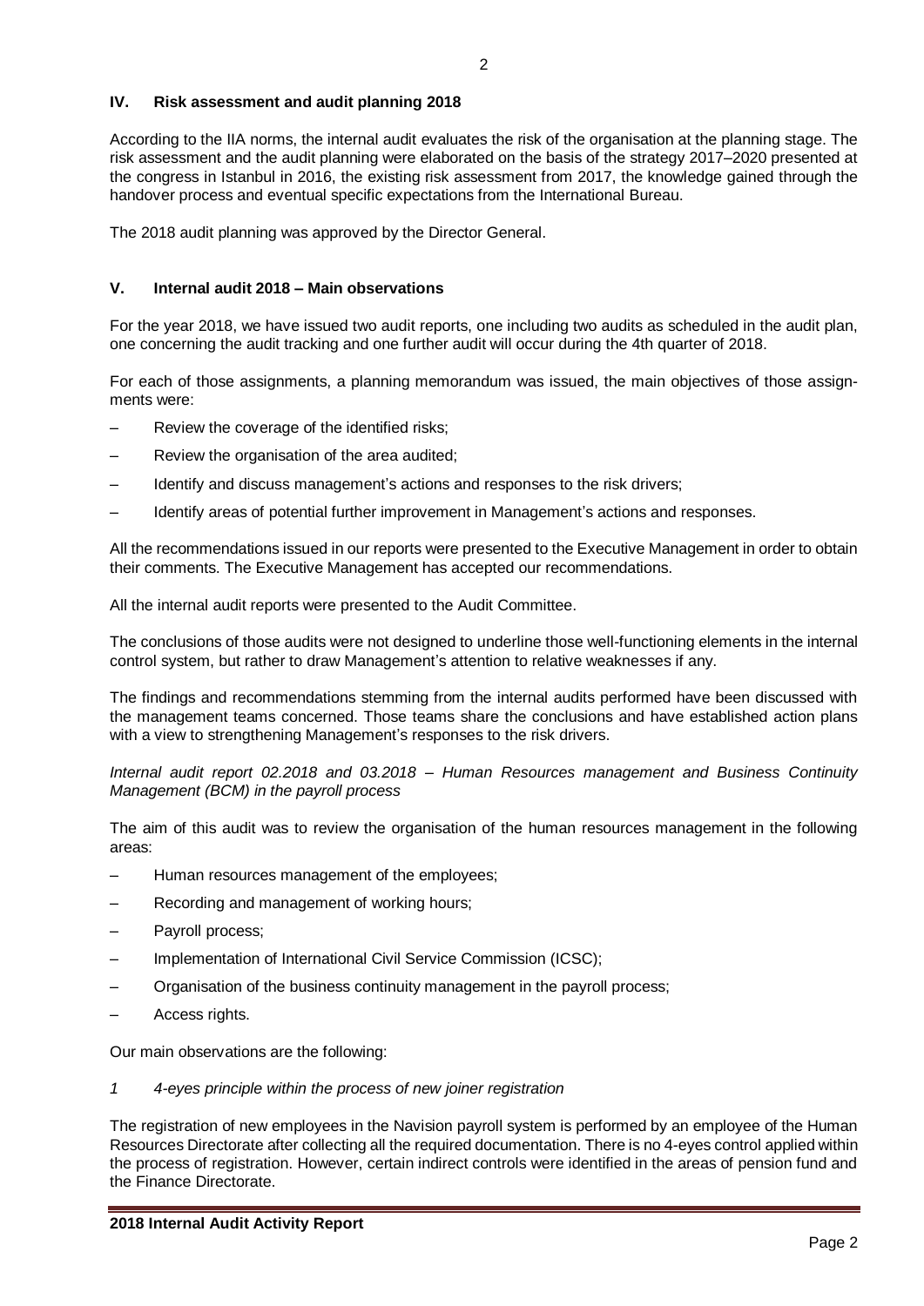## IV. Risk assessment and audit planning 2018

According to the IIA norms, the internal audit evaluates the risk of the organisation at the planning stage. The risk assessment and the audit planning were elaborated on the basis of the strategy 2017–2020 presented at the congress in Istanbul in 2016, the existing risk assessment from 2017, the knowledge gained through the handover process and eventual specific expectations from the International Bureau.

The 2018 audit planning was approved by the Director General.

## V. Internal audit 2018 – Main observations

For the year 2018, we have issued two audit reports, one including two audits as scheduled in the audit plan, one concerning the audit tracking and one further audit will occur during the 4th quarter of 2018.

For each of those assignments, a planning memorandum was issued, the main objectives of those assignments were:

- Review the coverage of the identified risks;
- Review the organisation of the area audited;
- Identify and discuss management's actions and responses to the risk drivers;
- Identify areas of potential further improvement in Management's actions and responses.

All the recommendations issued in our reports were presented to the Executive Management in order to obtain their comments. The Executive Management has accepted our recommendations.

All the internal audit reports were presented to the Audit Committee.

The conclusions of those audits were not designed to underline those well-functioning elements in the internal control system, but rather to draw Management's attention to relative weaknesses if any.

The findings and recommendations stemming from the internal audits performed have been discussed with the management teams concerned. Those teams share the conclusions and have established action plans with a view to strengthening Management's responses to the risk drivers.

*Internal audit report 02.2018 and 03.2018 – Human Resources management and Business Continuity Management (BCM) in the payroll process*

The aim of this audit was to review the organisation of the human resources management in the following areas:

- Human resources management of the employees;
- Recording and management of working hours;
- Payroll process;
- Implementation of International Civil Service Commission (ICSC);
- Organisation of the business continuity management in the payroll process;
- Access rights.

Our main observations are the following:

*1 4-eyes principle within the process of new joiner registration*

The registration of new employees in the Navision payroll system is performed by an employee of the Human Resources Directorate after collecting all the required documentation. There is no 4-eyes control applied within the process of registration. However, certain indirect controls were identified in the areas of pension fund and the Finance Directorate.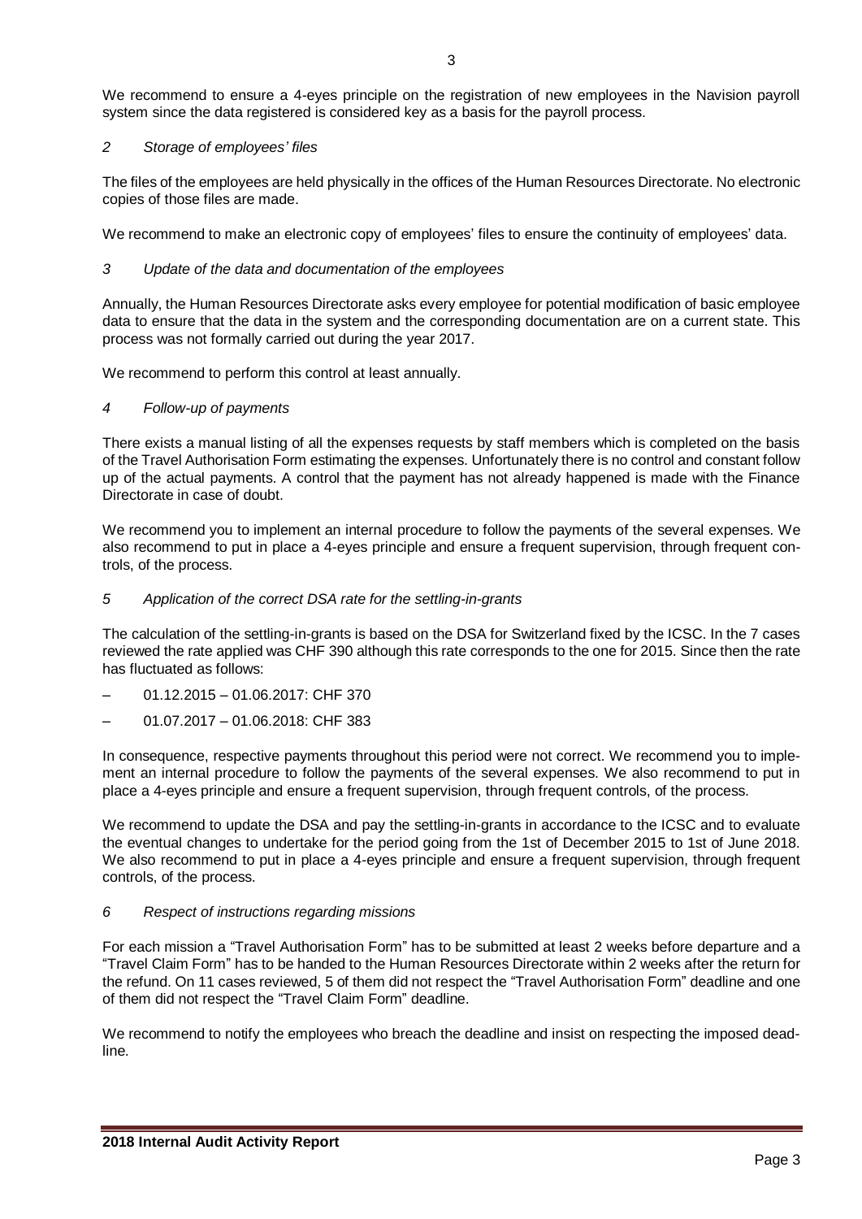We recommend to ensure a 4-eyes principle on the registration of new employees in the Navision payroll system since the data registered is considered key as a basis for the payroll process.

*2 Storage of employees' files*

The files of the employees are held physically in the offices of the Human Resources Directorate. No electronic copies of those files are made.

We recommend to make an electronic copy of employees' files to ensure the continuity of employees' data.

*3 Update of the data and documentation of the employees*

Annually, the Human Resources Directorate asks every employee for potential modification of basic employee data to ensure that the data in the system and the corresponding documentation are on a current state. This process was not formally carried out during the year 2017.

We recommend to perform this control at least annually.

*4 Follow-up of payments*

There exists a manual listing of all the expenses requests by staff members which is completed on the basis of the Travel Authorisation Form estimating the expenses. Unfortunately there is no control and constant follow up of the actual payments. A control that the payment has not already happened is made with the Finance Directorate in case of doubt.

We recommend you to implement an internal procedure to follow the payments of the several expenses. We also recommend to put in place a 4-eyes principle and ensure a frequent supervision, through frequent controls, of the process.

*5 Application of the correct DSA rate for the settling-in-grants*

The calculation of the settling-in-grants is based on the DSA for Switzerland fixed by the ICSC. In the 7 cases reviewed the rate applied was CHF 390 although this rate corresponds to the one for 2015. Since then the rate has fluctuated as follows:

- 01.12.2015 – 01.06.2017: CHF 370
- 01.07.2017 – 01.06.2018: CHF 383

In consequence, respective payments throughout this period were not correct. We recommend you to implement an internal procedure to follow the payments of the several expenses. We also recommend to put in place a 4-eyes principle and ensure a frequent supervision, through frequent controls, of the process.

We recommend to update the DSA and pay the settling-in-grants in accordance to the ICSC and to evaluate the eventual changes to undertake for the period going from the 1st of December 2015 to 1st of June 2018. We also recommend to put in place a 4-eyes principle and ensure a frequent supervision, through frequent controls, of the process.

*6 Respect of instructions regarding missions*

For each mission a "Travel Authorisation Form" has to be submitted at least 2 weeks before departure and a "Travel Claim Form" has to be handed to the Human Resources Directorate within 2 weeks after the return for the refund. On 11 cases reviewed, 5 of them did not respect the "Travel Authorisation Form" deadline and one of them did not respect the "Travel Claim Form" deadline.

We recommend to notify the employees who breach the deadline and insist on respecting the imposed deadline.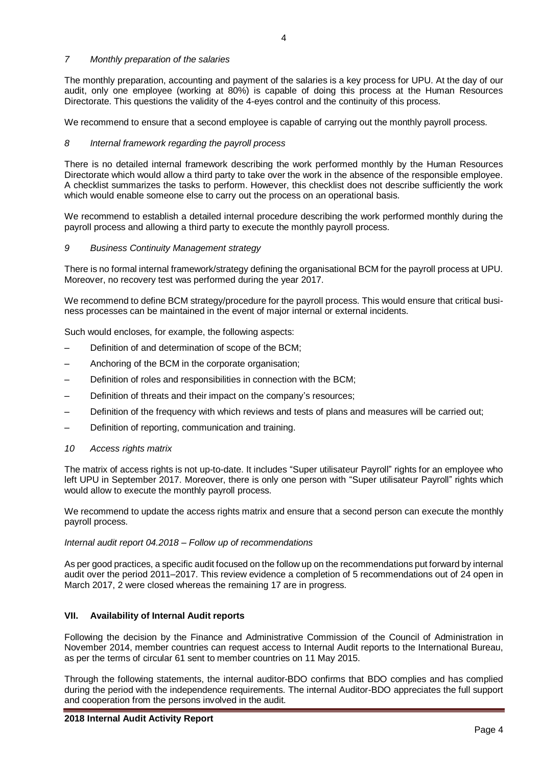*7 Monthly preparation of the salaries*

The monthly preparation, accounting and payment of the salaries is a key process for UPU. At the day of our audit, only one employee (working at 80%) is capable of doing this process at the Human Resources Directorate. This questions the validity of the 4-eyes control and the continuity of this process.

We recommend to ensure that a second employee is capable of carrying out the monthly payroll process.

*8 Internal framework regarding the payroll process*

There is no detailed internal framework describing the work performed monthly by the Human Resources Directorate which would allow a third party to take over the work in the absence of the responsible employee. A checklist summarizes the tasks to perform. However, this checklist does not describe sufficiently the work which would enable someone else to carry out the process on an operational basis.

We recommend to establish a detailed internal procedure describing the work performed monthly during the payroll process and allowing a third party to execute the monthly payroll process.

*9 Business Continuity Management strategy*

There is no formal internal framework/strategy defining the organisational BCM for the payroll process at UPU. Moreover, no recovery test was performed during the year 2017.

We recommend to define BCM strategy/procedure for the payroll process. This would ensure that critical business processes can be maintained in the event of major internal or external incidents.

Such would encloses, for example, the following aspects:

– Definition of and determination of scope of the BCM;
– Anchoring of the BCM in the corporate organisation;
– Definition of roles and responsibilities in connection with the BCM;
– Definition of threats and their impact on the company's resources;
– Definition of the frequency with which reviews and tests of plans and measures will be carried out;
– Definition of reporting, communication and training.

*10 Access rights matrix*

The matrix of access rights is not up-to-date. It includes "Super utilisateur Payroll" rights for an employee who left UPU in September 2017. Moreover, there is only one person with "Super utilisateur Payroll" rights which would allow to execute the monthly payroll process.

We recommend to update the access rights matrix and ensure that a second person can execute the monthly payroll process.

*Internal audit report 04.2018 – Follow up of recommendations*

As per good practices, a specific audit focused on the follow up on the recommendations put forward by internal audit over the period 2011–2017. This review evidence a completion of 5 recommendations out of 24 open in March 2017, 2 were closed whereas the remaining 17 are in progress.

## VII. Availability of Internal Audit reports

Following the decision by the Finance and Administrative Commission of the Council of Administration in November 2014, member countries can request access to Internal Audit reports to the International Bureau, as per the terms of circular 61 sent to member countries on 11 May 2015.

Through the following statements, the internal auditor-BDO confirms that BDO complies and has complied during the period with the independence requirements. The internal Auditor-BDO appreciates the full support and cooperation from the persons involved in the audit.